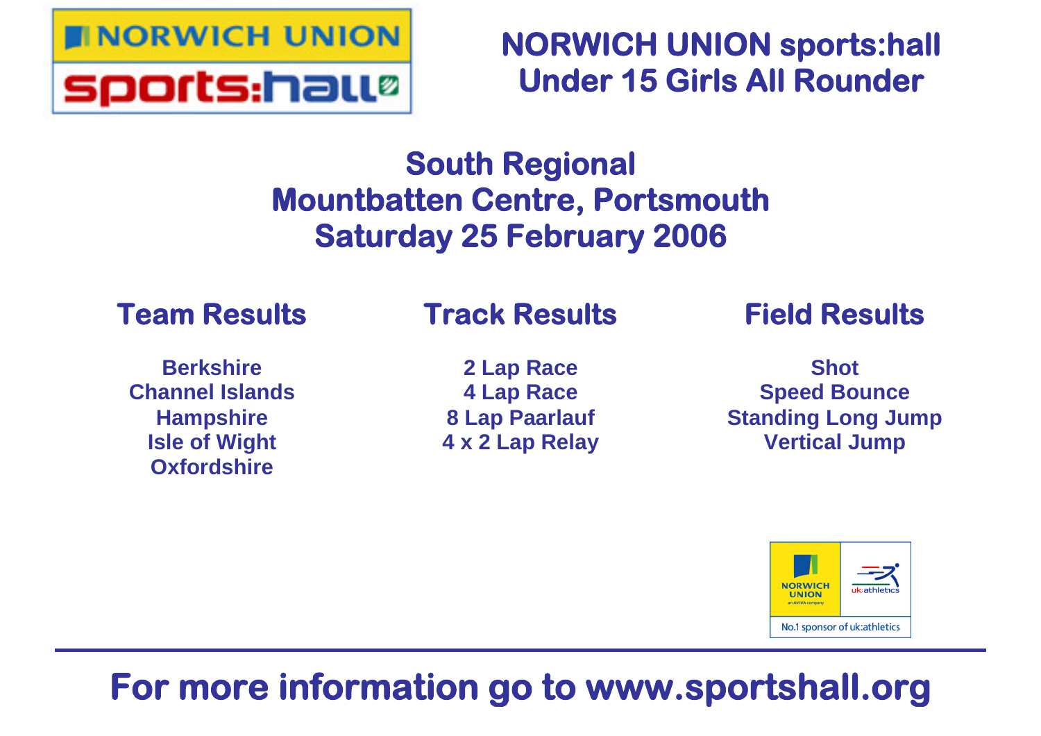# NORWICH UNION sports:hall
# Under 15 Girls All Rounder

## South Regional
## Mountbatten Centre, Portsmouth
## Saturday 25 February 2006

### Team Results

**Berkshire**
**Channel Islands**
**Hampshire**
**Isle of Wight**
**Oxfordshire**

### Track Results

**2 Lap Race**
**4 Lap Race**
**8 Lap Paarlauf**
**4 x 2 Lap Relay**

### Field Results

**Shot**
**Speed Bounce**
**Standing Long Jump**
**Vertical Jump**

NORWICH UNION an AVIVA company
uk:athletics
No.1 sponsor of uk:athletics

---

**For more information go to www.sportshall.org**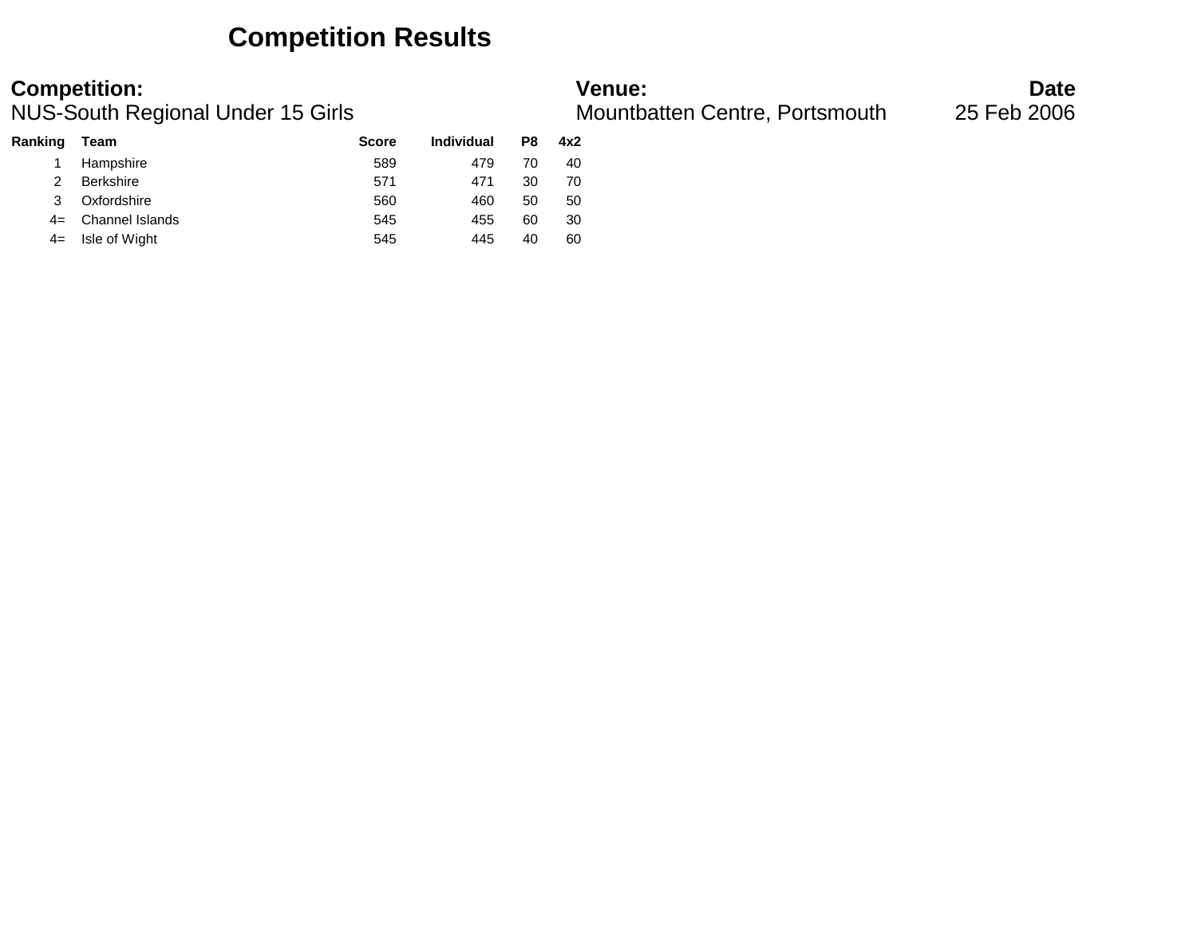# Competition Results

| **Competition:** | **Venue:** | **Date** |
|---|---|---|
| NUS-South Regional Under 15 Girls | Mountbatten Centre, Portsmouth | 25 Feb 2006 |

| Ranking | Team | Score | Individual | P8 | 4x2 |
|---|---|---|---|---|---|
| 1 | Hampshire | 589 | 479 | 70 | 40 |
| 2 | Berkshire | 571 | 471 | 30 | 70 |
| 3 | Oxfordshire | 560 | 460 | 50 | 50 |
| 4= | Channel Islands | 545 | 455 | 60 | 30 |
| 4= | Isle of Wight | 545 | 445 | 40 | 60 |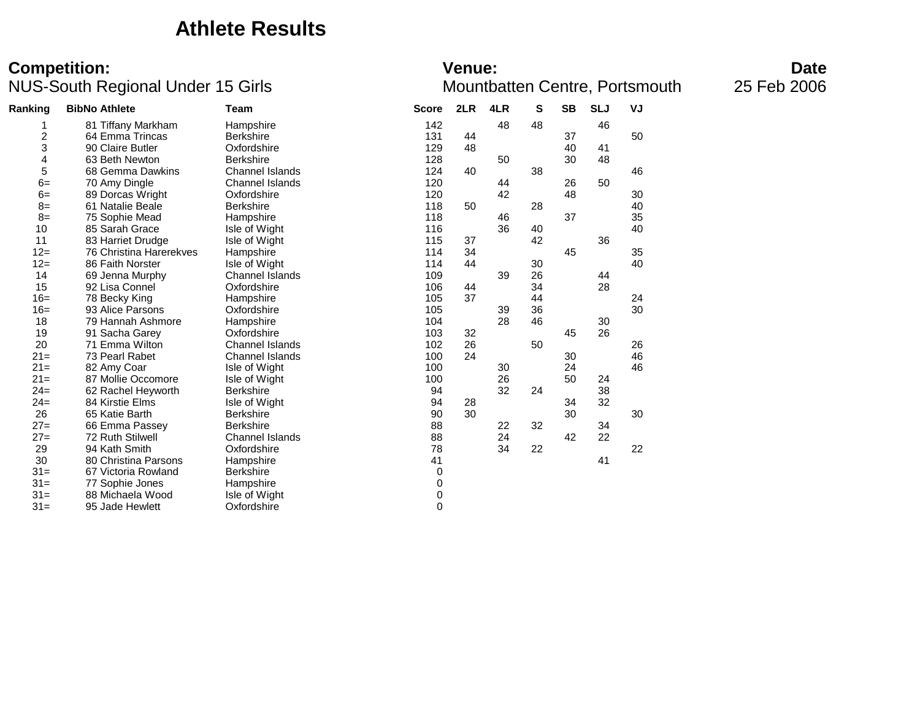# Athlete Results

**Competition:** NUS-South Regional Under 15 Girls

**Venue:** Mountbatten Centre, Portsmouth

**Date** 25 Feb 2006

| Ranking | BibNo | Athlete | Team | Score | 2LR | 4LR | S | SB | SLJ | VJ |
|---|---|---|---|---|---|---|---|---|---|---|
| 1 | 81 | Tiffany Markham | Hampshire | 142 | | 48 | 48 | | 46 | |
| 2 | 64 | Emma Trincas | Berkshire | 131 | 44 | | | 37 | | 50 |
| 3 | 90 | Claire Butler | Oxfordshire | 129 | 48 | | | 40 | 41 | |
| 4 | 63 | Beth Newton | Berkshire | 128 | | 50 | | 30 | 48 | |
| 5 | 68 | Gemma Dawkins | Channel Islands | 124 | 40 | | 38 | | | 46 |
| 6= | 70 | Amy Dingle | Channel Islands | 120 | | 44 | | 26 | 50 | |
| 6= | 89 | Dorcas Wright | Oxfordshire | 120 | | 42 | | 48 | | 30 |
| 8= | 61 | Natalie Beale | Berkshire | 118 | 50 | | 28 | | | 40 |
| 8= | 75 | Sophie Mead | Hampshire | 118 | | 46 | | 37 | | 35 |
| 10 | 85 | Sarah Grace | Isle of Wight | 116 | | 36 | 40 | | | 40 |
| 11 | 83 | Harriet Drudge | Isle of Wight | 115 | 37 | | 42 | | 36 | |
| 12= | 76 | Christina Harerekves | Hampshire | 114 | 34 | | | 45 | | 35 |
| 12= | 86 | Faith Norster | Isle of Wight | 114 | 44 | | 30 | | | 40 |
| 14 | 69 | Jenna Murphy | Channel Islands | 109 | | 39 | 26 | | 44 | |
| 15 | 92 | Lisa Connel | Oxfordshire | 106 | 44 | | 34 | | 28 | |
| 16= | 78 | Becky King | Hampshire | 105 | 37 | | 44 | | | 24 |
| 16= | 93 | Alice Parsons | Oxfordshire | 105 | | 39 | 36 | | | 30 |
| 18 | 79 | Hannah Ashmore | Hampshire | 104 | | 28 | 46 | | 30 | |
| 19 | 91 | Sacha Garey | Oxfordshire | 103 | 32 | | | 45 | 26 | |
| 20 | 71 | Emma Wilton | Channel Islands | 102 | 26 | | 50 | | | 26 |
| 21= | 73 | Pearl Rabet | Channel Islands | 100 | 24 | | | 30 | | 46 |
| 21= | 82 | Amy Coar | Isle of Wight | 100 | | 30 | | 24 | | 46 |
| 21= | 87 | Mollie Occomore | Isle of Wight | 100 | | 26 | | 50 | 24 | |
| 24= | 62 | Rachel Heyworth | Berkshire | 94 | | 32 | 24 | | 38 | |
| 24= | 84 | Kirstie Elms | Isle of Wight | 94 | 28 | | | 34 | 32 | |
| 26 | 65 | Katie Barth | Berkshire | 90 | 30 | | | 30 | | 30 |
| 27= | 66 | Emma Passey | Berkshire | 88 | | 22 | 32 | | 34 | |
| 27= | 72 | Ruth Stilwell | Channel Islands | 88 | | 24 | | 42 | 22 | |
| 29 | 94 | Kath Smith | Oxfordshire | 78 | | 34 | 22 | | | 22 |
| 30 | 80 | Christina Parsons | Hampshire | 41 | | | | | 41 | |
| 31= | 67 | Victoria Rowland | Berkshire | 0 | | | | | | |
| 31= | 77 | Sophie Jones | Hampshire | 0 | | | | | | |
| 31= | 88 | Michaela Wood | Isle of Wight | 0 | | | | | | |
| 31= | 95 | Jade Hewlett | Oxfordshire | 0 | | | | | | |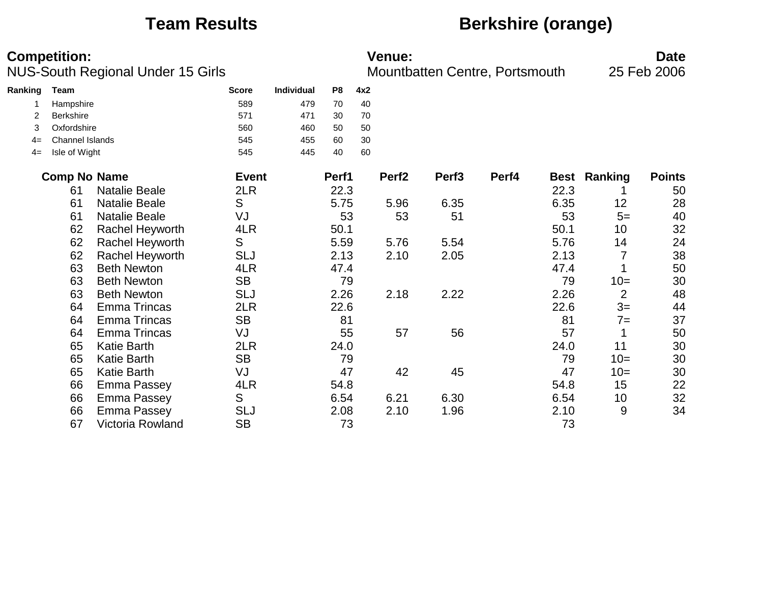# Team Results — Berkshire (orange)

**Competition:** NUS-South Regional Under 15 Girls

**Venue:** Mountbatten Centre, Portsmouth

**Date:** 25 Feb 2006

| Ranking | Team | Score | Individual | P8 | 4x2 |
|---|---|---|---|---|---|
| 1 | Hampshire | 589 | 479 | 70 | 40 |
| 2 | Berkshire | 571 | 471 | 30 | 70 |
| 3 | Oxfordshire | 560 | 460 | 50 | 50 |
| 4= | Channel Islands | 545 | 455 | 60 | 30 |
| 4= | Isle of Wight | 545 | 445 | 40 | 60 |

| Comp No | Name | Event | Perf1 | Perf2 | Perf3 | Perf4 | Best | Ranking | Points |
|---|---|---|---|---|---|---|---|---|---|
| 61 | Natalie Beale | 2LR | 22.3 | | | | 22.3 | 1 | 50 |
| 61 | Natalie Beale | S | 5.75 | 5.96 | 6.35 | | 6.35 | 12 | 28 |
| 61 | Natalie Beale | VJ | 53 | 53 | 51 | | 53 | 5= | 40 |
| 62 | Rachel Heyworth | 4LR | 50.1 | | | | 50.1 | 10 | 32 |
| 62 | Rachel Heyworth | S | 5.59 | 5.76 | 5.54 | | 5.76 | 14 | 24 |
| 62 | Rachel Heyworth | SLJ | 2.13 | 2.10 | 2.05 | | 2.13 | 7 | 38 |
| 63 | Beth Newton | 4LR | 47.4 | | | | 47.4 | 1 | 50 |
| 63 | Beth Newton | SB | 79 | | | | 79 | 10= | 30 |
| 63 | Beth Newton | SLJ | 2.26 | 2.18 | 2.22 | | 2.26 | 2 | 48 |
| 64 | Emma Trincas | 2LR | 22.6 | | | | 22.6 | 3= | 44 |
| 64 | Emma Trincas | SB | 81 | | | | 81 | 7= | 37 |
| 64 | Emma Trincas | VJ | 55 | 57 | 56 | | 57 | 1 | 50 |
| 65 | Katie Barth | 2LR | 24.0 | | | | 24.0 | 11 | 30 |
| 65 | Katie Barth | SB | 79 | | | | 79 | 10= | 30 |
| 65 | Katie Barth | VJ | 47 | 42 | 45 | | 47 | 10= | 30 |
| 66 | Emma Passey | 4LR | 54.8 | | | | 54.8 | 15 | 22 |
| 66 | Emma Passey | S | 6.54 | 6.21 | 6.30 | | 6.54 | 10 | 32 |
| 66 | Emma Passey | SLJ | 2.08 | 2.10 | 1.96 | | 2.10 | 9 | 34 |
| 67 | Victoria Rowland | SB | 73 | | | | 73 | | |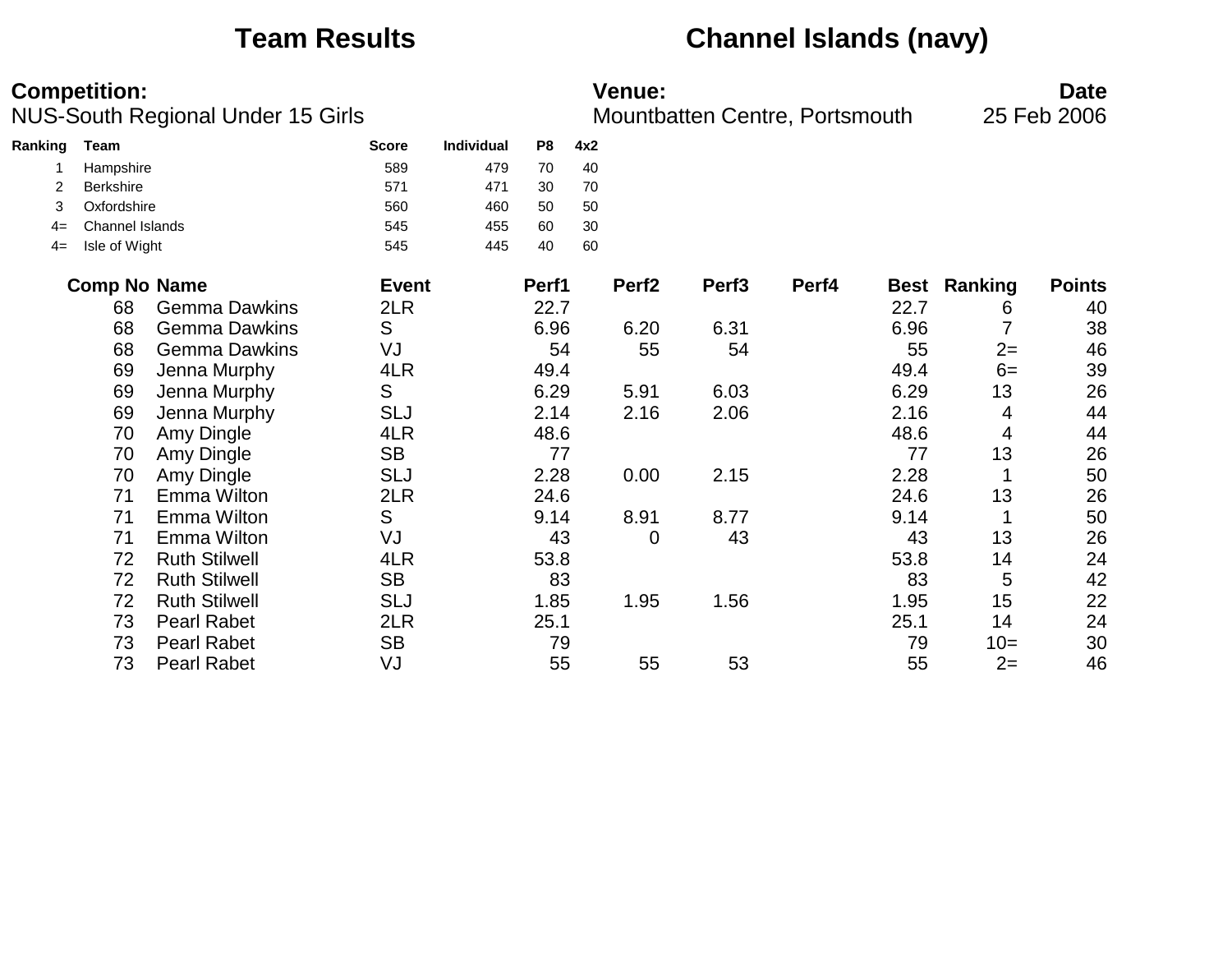# Team Results — Channel Islands (navy)

**Competition:**
NUS-South Regional Under 15 Girls

**Venue:**
Mountbatten Centre, Portsmouth

**Date**
25 Feb 2006

| Ranking | Team | Score | Individual | P8 | 4x2 |
|---|---|---|---|---|---|
| 1 | Hampshire | 589 | 479 | 70 | 40 |
| 2 | Berkshire | 571 | 471 | 30 | 70 |
| 3 | Oxfordshire | 560 | 460 | 50 | 50 |
| 4= | Channel Islands | 545 | 455 | 60 | 30 |
| 4= | Isle of Wight | 545 | 445 | 40 | 60 |

| Comp No | Name | Event | Perf1 | Perf2 | Perf3 | Perf4 | Best | Ranking | Points |
|---|---|---|---|---|---|---|---|---|---|
| 68 | Gemma Dawkins | 2LR | 22.7 | | | | 22.7 | 6 | 40 |
| 68 | Gemma Dawkins | S | 6.96 | 6.20 | 6.31 | | 6.96 | 7 | 38 |
| 68 | Gemma Dawkins | VJ | 54 | 55 | 54 | | 55 | 2= | 46 |
| 69 | Jenna Murphy | 4LR | 49.4 | | | | 49.4 | 6= | 39 |
| 69 | Jenna Murphy | S | 6.29 | 5.91 | 6.03 | | 6.29 | 13 | 26 |
| 69 | Jenna Murphy | SLJ | 2.14 | 2.16 | 2.06 | | 2.16 | 4 | 44 |
| 70 | Amy Dingle | 4LR | 48.6 | | | | 48.6 | 4 | 44 |
| 70 | Amy Dingle | SB | 77 | | | | 77 | 13 | 26 |
| 70 | Amy Dingle | SLJ | 2.28 | 0.00 | 2.15 | | 2.28 | 1 | 50 |
| 71 | Emma Wilton | 2LR | 24.6 | | | | 24.6 | 13 | 26 |
| 71 | Emma Wilton | S | 9.14 | 8.91 | 8.77 | | 9.14 | 1 | 50 |
| 71 | Emma Wilton | VJ | 43 | 0 | 43 | | 43 | 13 | 26 |
| 72 | Ruth Stilwell | 4LR | 53.8 | | | | 53.8 | 14 | 24 |
| 72 | Ruth Stilwell | SB | 83 | | | | 83 | 5 | 42 |
| 72 | Ruth Stilwell | SLJ | 1.85 | 1.95 | 1.56 | | 1.95 | 15 | 22 |
| 73 | Pearl Rabet | 2LR | 25.1 | | | | 25.1 | 14 | 24 |
| 73 | Pearl Rabet | SB | 79 | | | | 79 | 10= | 30 |
| 73 | Pearl Rabet | VJ | 55 | 55 | 53 | | 55 | 2= | 46 |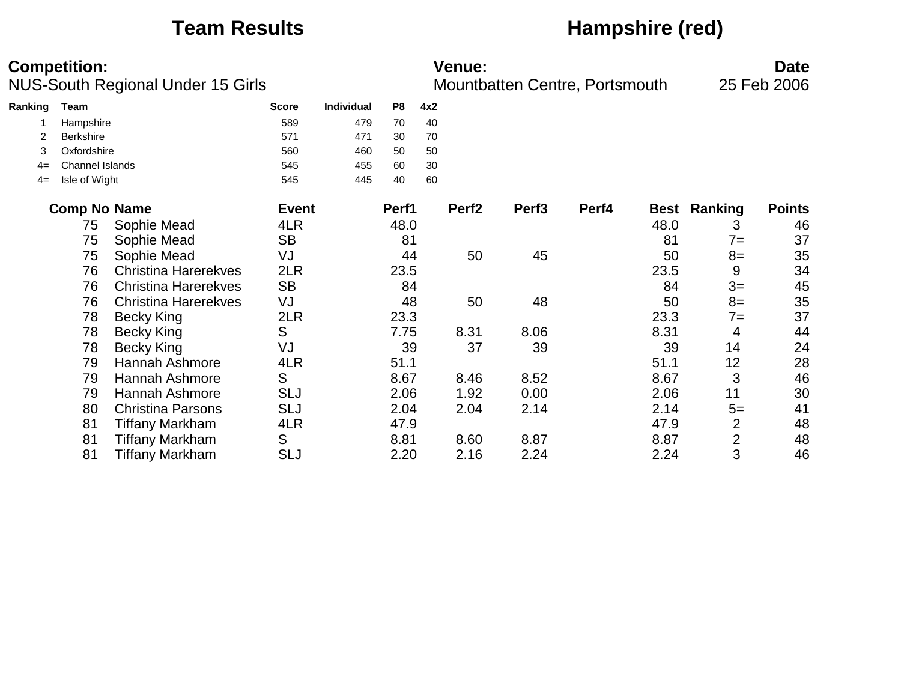# Team Results

## Hampshire (red)

**Competition:**
NUS-South Regional Under 15 Girls

**Venue:**
Mountbatten Centre, Portsmouth

**Date**
25 Feb 2006

| Ranking | Team | Score | Individual | P8 | 4x2 |
|---|---|---|---|---|---|
| 1 | Hampshire | 589 | 479 | 70 | 40 |
| 2 | Berkshire | 571 | 471 | 30 | 70 |
| 3 | Oxfordshire | 560 | 460 | 50 | 50 |
| 4= | Channel Islands | 545 | 455 | 60 | 30 |
| 4= | Isle of Wight | 545 | 445 | 40 | 60 |

| Comp No | Name | Event | Perf1 | Perf2 | Perf3 | Perf4 | Best | Ranking | Points |
|---|---|---|---|---|---|---|---|---|---|
| 75 | Sophie Mead | 4LR | 48.0 | | | | 48.0 | 3 | 46 |
| 75 | Sophie Mead | SB | 81 | | | | 81 | 7= | 37 |
| 75 | Sophie Mead | VJ | 44 | 50 | 45 | | 50 | 8= | 35 |
| 76 | Christina Harerekves | 2LR | 23.5 | | | | 23.5 | 9 | 34 |
| 76 | Christina Harerekves | SB | 84 | | | | 84 | 3= | 45 |
| 76 | Christina Harerekves | VJ | 48 | 50 | 48 | | 50 | 8= | 35 |
| 78 | Becky King | 2LR | 23.3 | | | | 23.3 | 7= | 37 |
| 78 | Becky King | S | 7.75 | 8.31 | 8.06 | | 8.31 | 4 | 44 |
| 78 | Becky King | VJ | 39 | 37 | 39 | | 39 | 14 | 24 |
| 79 | Hannah Ashmore | 4LR | 51.1 | | | | 51.1 | 12 | 28 |
| 79 | Hannah Ashmore | S | 8.67 | 8.46 | 8.52 | | 8.67 | 3 | 46 |
| 79 | Hannah Ashmore | SLJ | 2.06 | 1.92 | 0.00 | | 2.06 | 11 | 30 |
| 80 | Christina Parsons | SLJ | 2.04 | 2.04 | 2.14 | | 2.14 | 5= | 41 |
| 81 | Tiffany Markham | 4LR | 47.9 | | | | 47.9 | 2 | 48 |
| 81 | Tiffany Markham | S | 8.81 | 8.60 | 8.87 | | 8.87 | 2 | 48 |
| 81 | Tiffany Markham | SLJ | 2.20 | 2.16 | 2.24 | | 2.24 | 3 | 46 |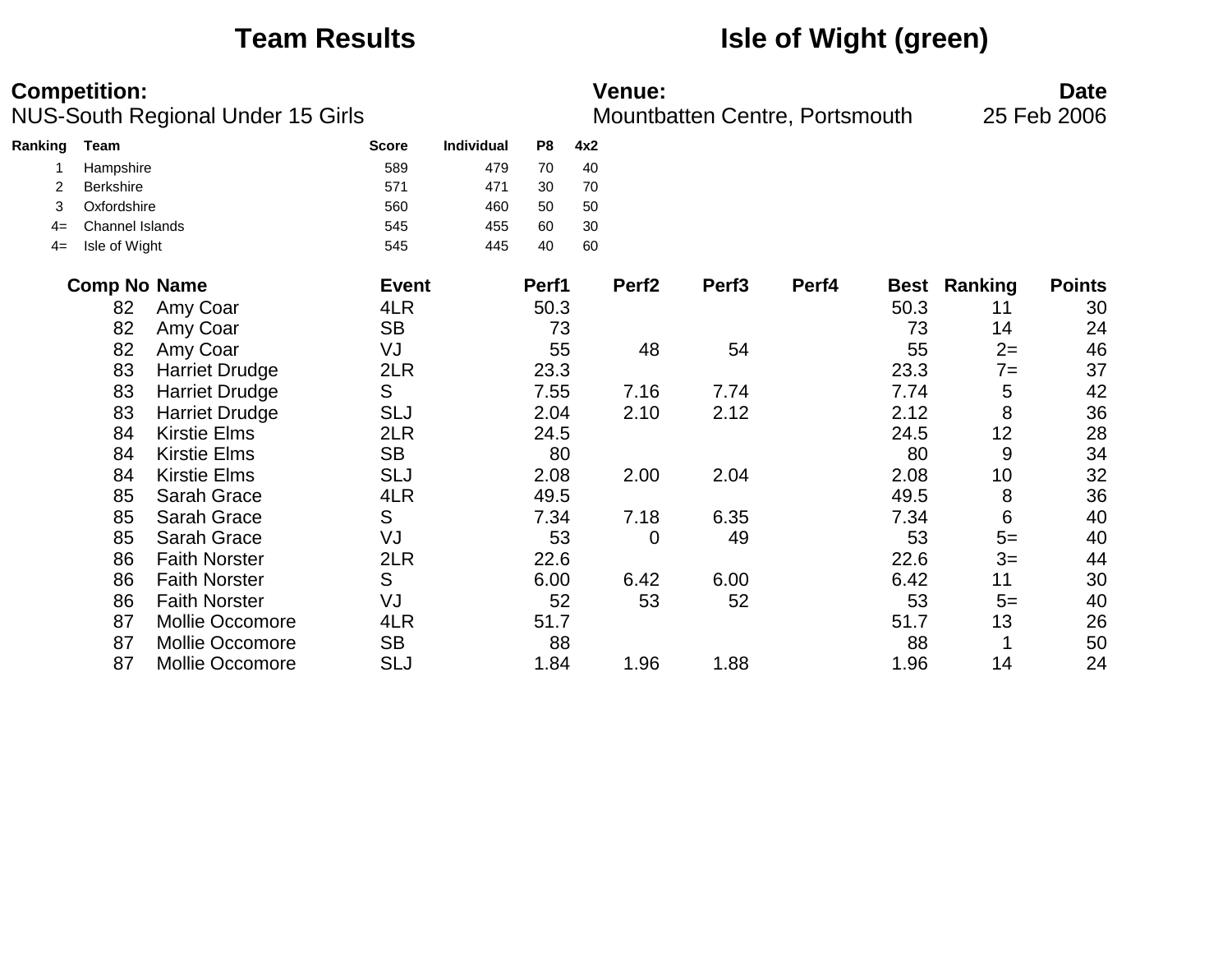# Team Results

## Isle of Wight (green)

**Competition:**
NUS-South Regional Under 15 Girls

**Venue:**
Mountbatten Centre, Portsmouth

**Date**
25 Feb 2006

| Ranking | Team | Score | Individual | P8 | 4x2 |
|---|---|---|---|---|---|
| 1 | Hampshire | 589 | 479 | 70 | 40 |
| 2 | Berkshire | 571 | 471 | 30 | 70 |
| 3 | Oxfordshire | 560 | 460 | 50 | 50 |
| 4= | Channel Islands | 545 | 455 | 60 | 30 |
| 4= | Isle of Wight | 545 | 445 | 40 | 60 |

| Comp No | Name | Event | Perf1 | Perf2 | Perf3 | Perf4 | Best | Ranking | Points |
|---|---|---|---|---|---|---|---|---|---|
| 82 | Amy Coar | 4LR | 50.3 | | | | 50.3 | 11 | 30 |
| 82 | Amy Coar | SB | 73 | | | | 73 | 14 | 24 |
| 82 | Amy Coar | VJ | 55 | 48 | 54 | | 55 | 2= | 46 |
| 83 | Harriet Drudge | 2LR | 23.3 | | | | 23.3 | 7= | 37 |
| 83 | Harriet Drudge | S | 7.55 | 7.16 | 7.74 | | 7.74 | 5 | 42 |
| 83 | Harriet Drudge | SLJ | 2.04 | 2.10 | 2.12 | | 2.12 | 8 | 36 |
| 84 | Kirstie Elms | 2LR | 24.5 | | | | 24.5 | 12 | 28 |
| 84 | Kirstie Elms | SB | 80 | | | | 80 | 9 | 34 |
| 84 | Kirstie Elms | SLJ | 2.08 | 2.00 | 2.04 | | 2.08 | 10 | 32 |
| 85 | Sarah Grace | 4LR | 49.5 | | | | 49.5 | 8 | 36 |
| 85 | Sarah Grace | S | 7.34 | 7.18 | 6.35 | | 7.34 | 6 | 40 |
| 85 | Sarah Grace | VJ | 53 | 0 | 49 | | 53 | 5= | 40 |
| 86 | Faith Norster | 2LR | 22.6 | | | | 22.6 | 3= | 44 |
| 86 | Faith Norster | S | 6.00 | 6.42 | 6.00 | | 6.42 | 11 | 30 |
| 86 | Faith Norster | VJ | 52 | 53 | 52 | | 53 | 5= | 40 |
| 87 | Mollie Occomore | 4LR | 51.7 | | | | 51.7 | 13 | 26 |
| 87 | Mollie Occomore | SB | 88 | | | | 88 | 1 | 50 |
| 87 | Mollie Occomore | SLJ | 1.84 | 1.96 | 1.88 | | 1.96 | 14 | 24 |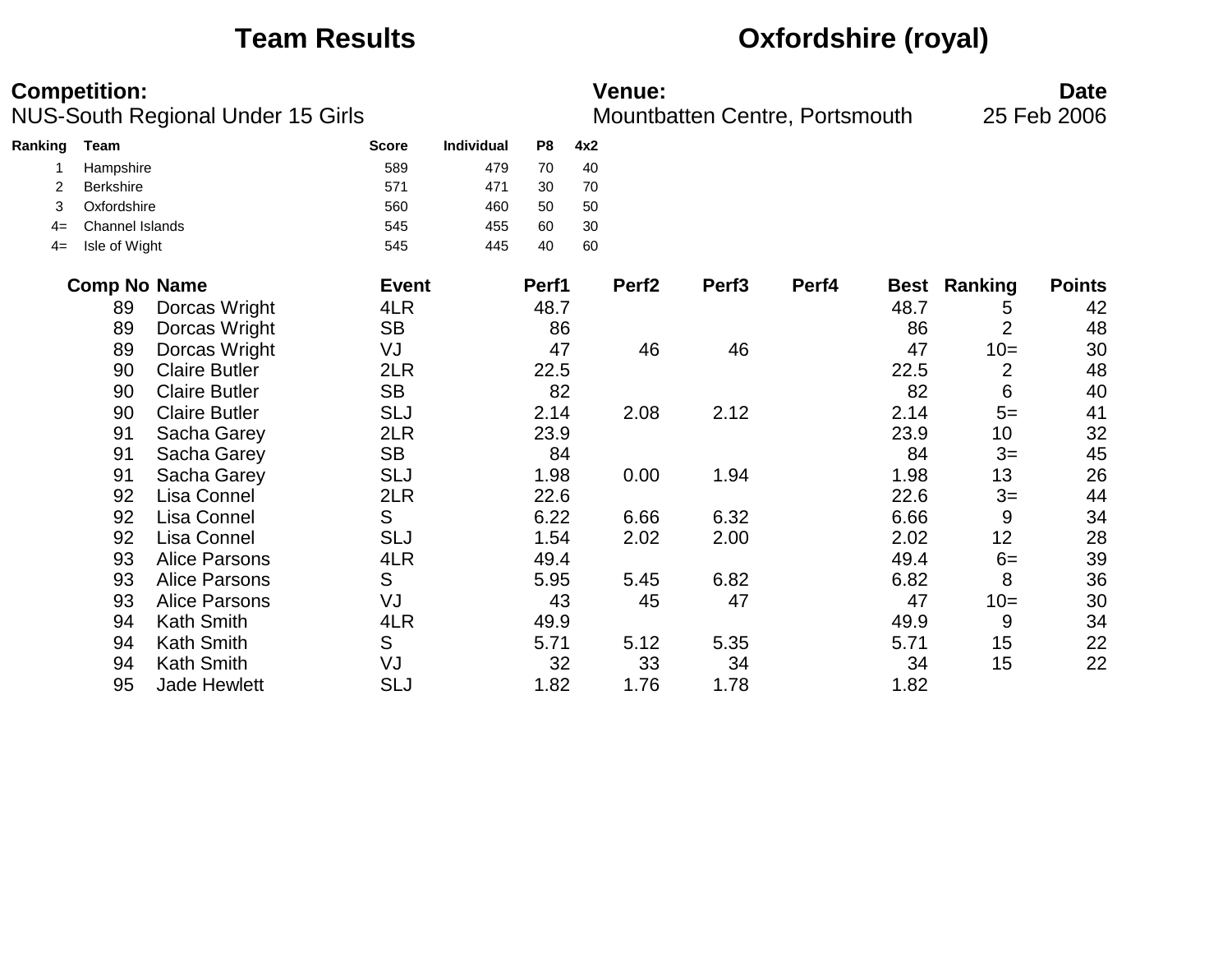# Team Results — Oxfordshire (royal)

**Competition:**
NUS-South Regional Under 15 Girls

**Venue:**
Mountbatten Centre, Portsmouth

**Date**
25 Feb 2006

| Ranking | Team | Score | Individual | P8 | 4x2 |
|---|---|---|---|---|---|
| 1 | Hampshire | 589 | 479 | 70 | 40 |
| 2 | Berkshire | 571 | 471 | 30 | 70 |
| 3 | Oxfordshire | 560 | 460 | 50 | 50 |
| 4= | Channel Islands | 545 | 455 | 60 | 30 |
| 4= | Isle of Wight | 545 | 445 | 40 | 60 |

| Comp No | Name | Event | Perf1 | Perf2 | Perf3 | Perf4 | Best | Ranking | Points |
|---|---|---|---|---|---|---|---|---|---|
| 89 | Dorcas Wright | 4LR | 48.7 | | | | 48.7 | 5 | 42 |
| 89 | Dorcas Wright | SB | 86 | | | | 86 | 2 | 48 |
| 89 | Dorcas Wright | VJ | 47 | 46 | 46 | | 47 | 10= | 30 |
| 90 | Claire Butler | 2LR | 22.5 | | | | 22.5 | 2 | 48 |
| 90 | Claire Butler | SB | 82 | | | | 82 | 6 | 40 |
| 90 | Claire Butler | SLJ | 2.14 | 2.08 | 2.12 | | 2.14 | 5= | 41 |
| 91 | Sacha Garey | 2LR | 23.9 | | | | 23.9 | 10 | 32 |
| 91 | Sacha Garey | SB | 84 | | | | 84 | 3= | 45 |
| 91 | Sacha Garey | SLJ | 1.98 | 0.00 | 1.94 | | 1.98 | 13 | 26 |
| 92 | Lisa Connel | 2LR | 22.6 | | | | 22.6 | 3= | 44 |
| 92 | Lisa Connel | S | 6.22 | 6.66 | 6.32 | | 6.66 | 9 | 34 |
| 92 | Lisa Connel | SLJ | 1.54 | 2.02 | 2.00 | | 2.02 | 12 | 28 |
| 93 | Alice Parsons | 4LR | 49.4 | | | | 49.4 | 6= | 39 |
| 93 | Alice Parsons | S | 5.95 | 5.45 | 6.82 | | 6.82 | 8 | 36 |
| 93 | Alice Parsons | VJ | 43 | 45 | 47 | | 47 | 10= | 30 |
| 94 | Kath Smith | 4LR | 49.9 | | | | 49.9 | 9 | 34 |
| 94 | Kath Smith | S | 5.71 | 5.12 | 5.35 | | 5.71 | 15 | 22 |
| 94 | Kath Smith | VJ | 32 | 33 | 34 | | 34 | 15 | 22 |
| 95 | Jade Hewlett | SLJ | 1.82 | 1.76 | 1.78 | | 1.82 | | |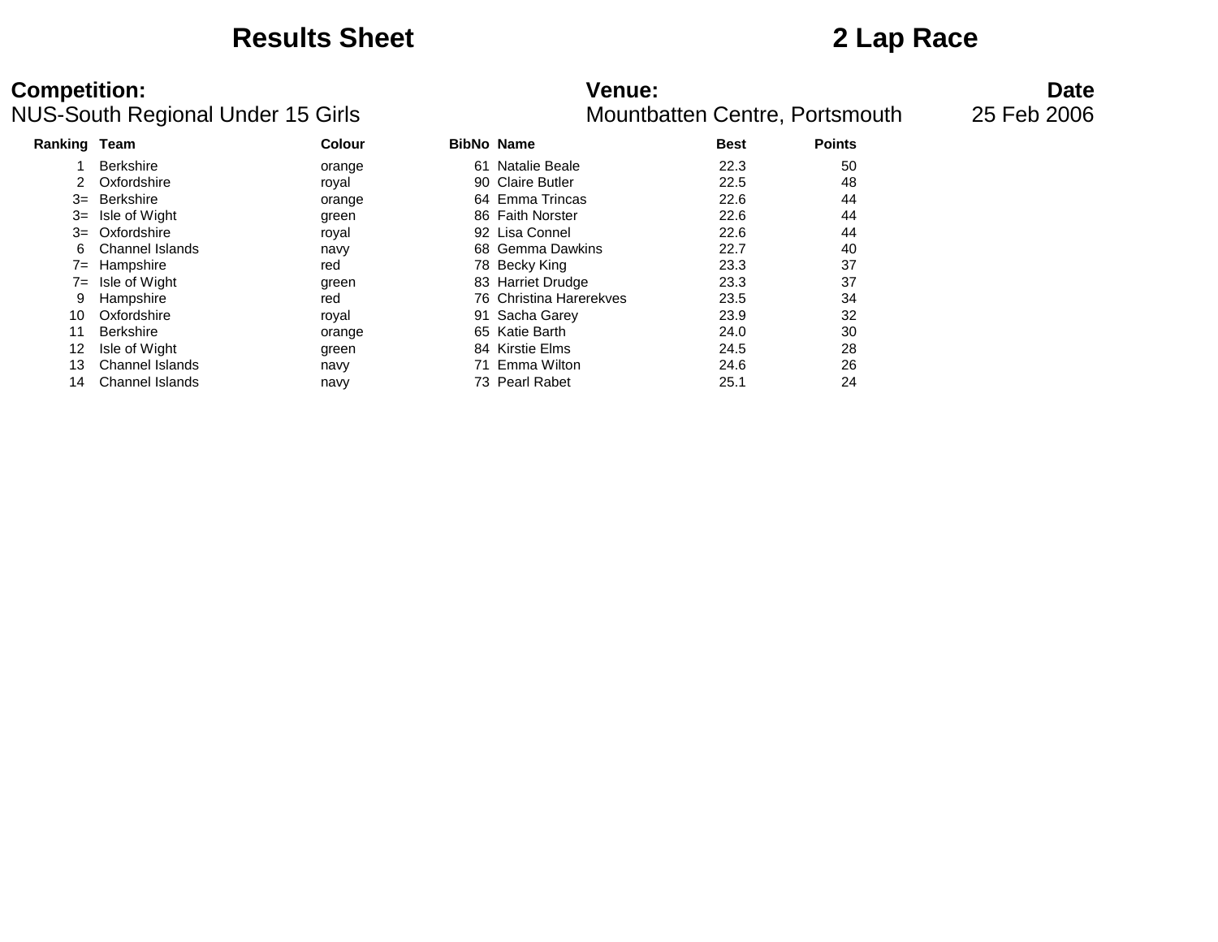# Results Sheet

# 2 Lap Race

**Competition:**
NUS-South Regional Under 15 Girls

**Venue:**
Mountbatten Centre, Portsmouth

**Date**
25 Feb 2006

| Ranking | Team | Colour | BibNo | Name | Best | Points |
|---|---|---|---|---|---|---|
| 1 | Berkshire | orange | 61 | Natalie Beale | 22.3 | 50 |
| 2 | Oxfordshire | royal | 90 | Claire Butler | 22.5 | 48 |
| 3= | Berkshire | orange | 64 | Emma Trincas | 22.6 | 44 |
| 3= | Isle of Wight | green | 86 | Faith Norster | 22.6 | 44 |
| 3= | Oxfordshire | royal | 92 | Lisa Connel | 22.6 | 44 |
| 6 | Channel Islands | navy | 68 | Gemma Dawkins | 22.7 | 40 |
| 7= | Hampshire | red | 78 | Becky King | 23.3 | 37 |
| 7= | Isle of Wight | green | 83 | Harriet Drudge | 23.3 | 37 |
| 9 | Hampshire | red | 76 | Christina Harerekves | 23.5 | 34 |
| 10 | Oxfordshire | royal | 91 | Sacha Garey | 23.9 | 32 |
| 11 | Berkshire | orange | 65 | Katie Barth | 24.0 | 30 |
| 12 | Isle of Wight | green | 84 | Kirstie Elms | 24.5 | 28 |
| 13 | Channel Islands | navy | 71 | Emma Wilton | 24.6 | 26 |
| 14 | Channel Islands | navy | 73 | Pearl Rabet | 25.1 | 24 |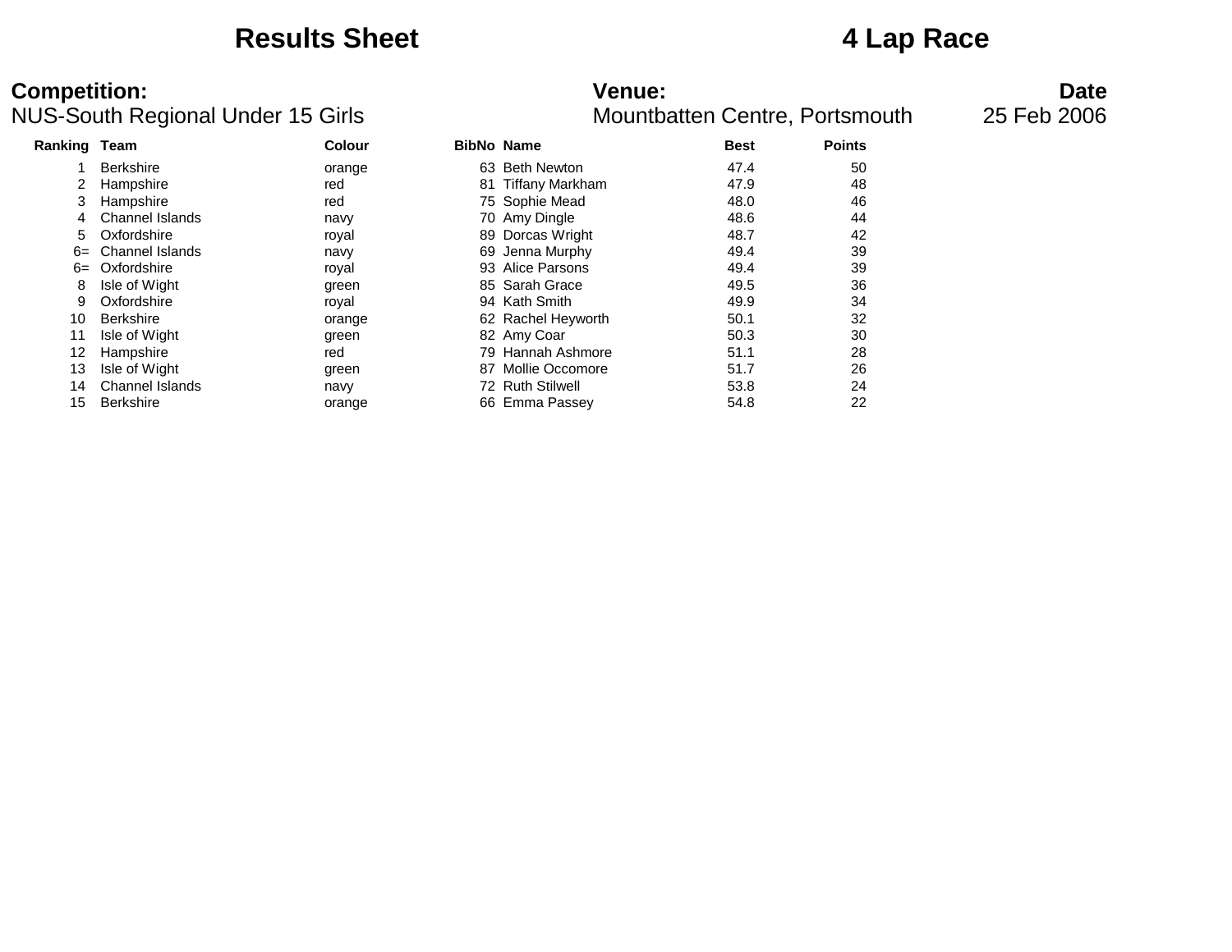# Results Sheet

# 4 Lap Race

**Competition:**
NUS-South Regional Under 15 Girls

**Venue:**
Mountbatten Centre, Portsmouth

**Date**
25 Feb 2006

| Ranking | Team | Colour | BibNo | Name | Best | Points |
|---|---|---|---|---|---|---|
| 1 | Berkshire | orange | 63 | Beth Newton | 47.4 | 50 |
| 2 | Hampshire | red | 81 | Tiffany Markham | 47.9 | 48 |
| 3 | Hampshire | red | 75 | Sophie Mead | 48.0 | 46 |
| 4 | Channel Islands | navy | 70 | Amy Dingle | 48.6 | 44 |
| 5 | Oxfordshire | royal | 89 | Dorcas Wright | 48.7 | 42 |
| 6= | Channel Islands | navy | 69 | Jenna Murphy | 49.4 | 39 |
| 6= | Oxfordshire | royal | 93 | Alice Parsons | 49.4 | 39 |
| 8 | Isle of Wight | green | 85 | Sarah Grace | 49.5 | 36 |
| 9 | Oxfordshire | royal | 94 | Kath Smith | 49.9 | 34 |
| 10 | Berkshire | orange | 62 | Rachel Heyworth | 50.1 | 32 |
| 11 | Isle of Wight | green | 82 | Amy Coar | 50.3 | 30 |
| 12 | Hampshire | red | 79 | Hannah Ashmore | 51.1 | 28 |
| 13 | Isle of Wight | green | 87 | Mollie Occomore | 51.7 | 26 |
| 14 | Channel Islands | navy | 72 | Ruth Stilwell | 53.8 | 24 |
| 15 | Berkshire | orange | 66 | Emma Passey | 54.8 | 22 |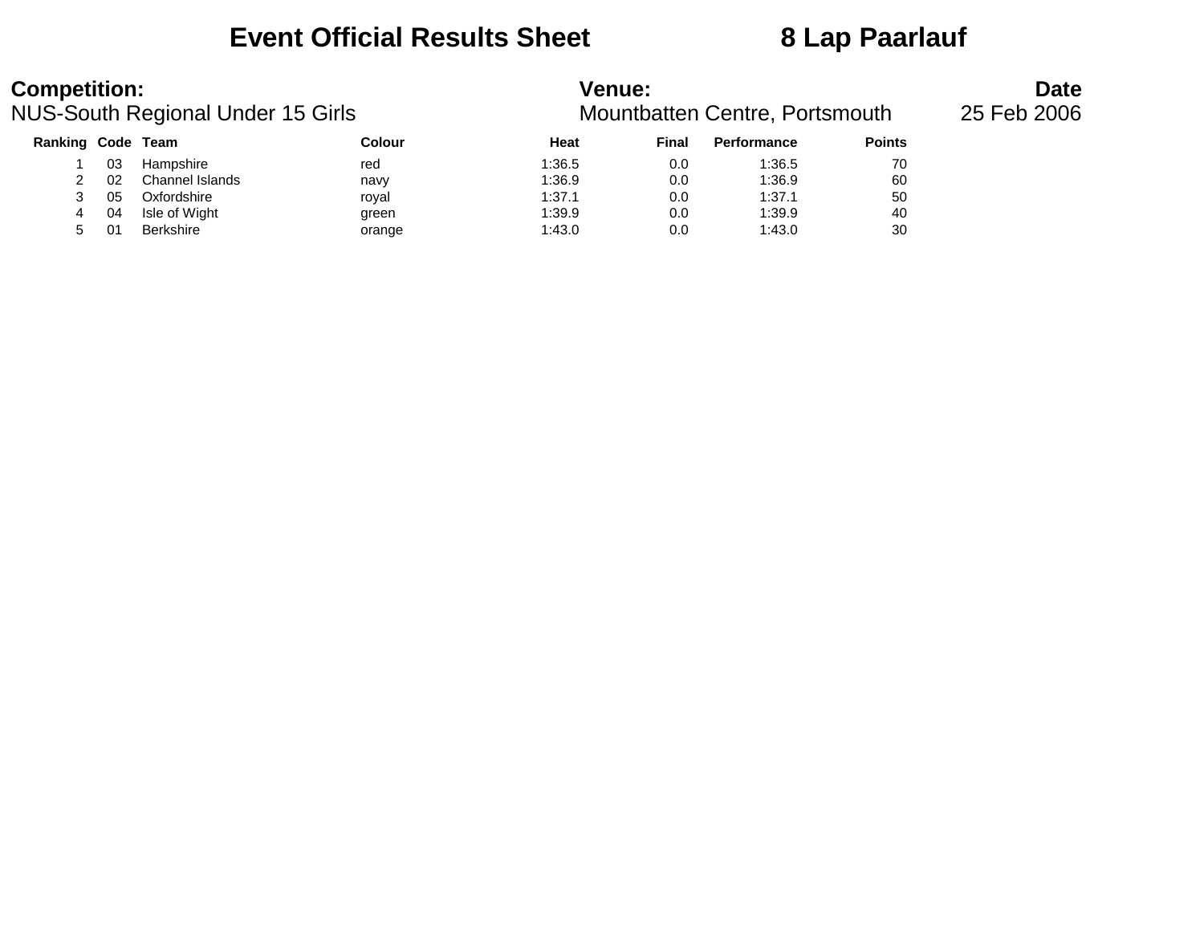# Event Official Results Sheet 8 Lap Paarlauf

**Competition:** NUS-South Regional Under 15 Girls

**Venue:** Mountbatten Centre, Portsmouth

**Date** 25 Feb 2006

| Ranking | Code | Team | Colour | Heat | Final | Performance | Points |
|---|---|---|---|---|---|---|---|
| 1 | 03 | Hampshire | red | 1:36.5 | 0.0 | 1:36.5 | 70 |
| 2 | 02 | Channel Islands | navy | 1:36.9 | 0.0 | 1:36.9 | 60 |
| 3 | 05 | Oxfordshire | royal | 1:37.1 | 0.0 | 1:37.1 | 50 |
| 4 | 04 | Isle of Wight | green | 1:39.9 | 0.0 | 1:39.9 | 40 |
| 5 | 01 | Berkshire | orange | 1:43.0 | 0.0 | 1:43.0 | 30 |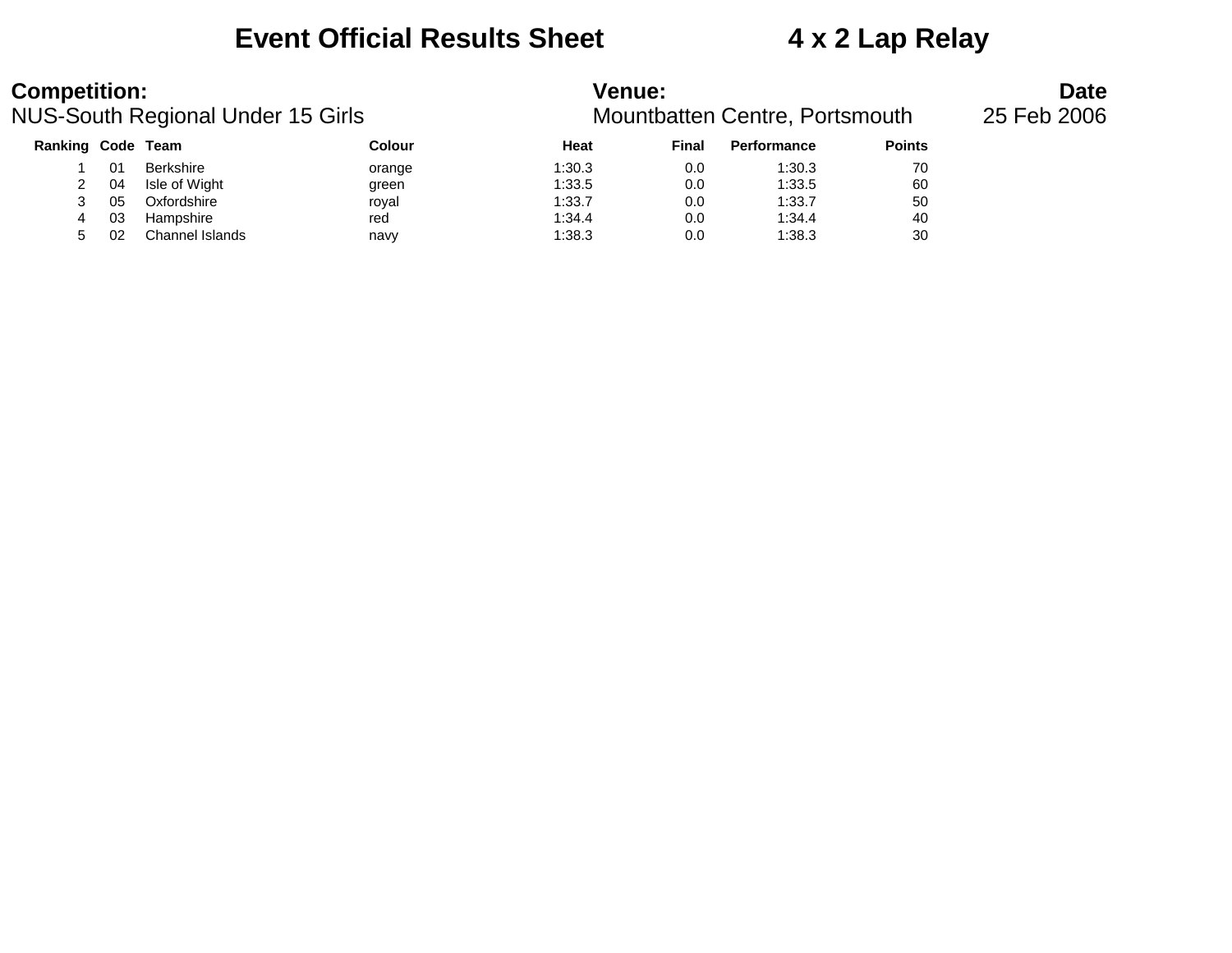# Event Official Results Sheet 4 x 2 Lap Relay

**Competition:**
NUS-South Regional Under 15 Girls

**Venue:**
Mountbatten Centre, Portsmouth

**Date**
25 Feb 2006

| Ranking | Code | Team | Colour | Heat | Final | Performance | Points |
|---|---|---|---|---|---|---|---|
| 1 | 01 | Berkshire | orange | 1:30.3 | 0.0 | 1:30.3 | 70 |
| 2 | 04 | Isle of Wight | green | 1:33.5 | 0.0 | 1:33.5 | 60 |
| 3 | 05 | Oxfordshire | royal | 1:33.7 | 0.0 | 1:33.7 | 50 |
| 4 | 03 | Hampshire | red | 1:34.4 | 0.0 | 1:34.4 | 40 |
| 5 | 02 | Channel Islands | navy | 1:38.3 | 0.0 | 1:38.3 | 30 |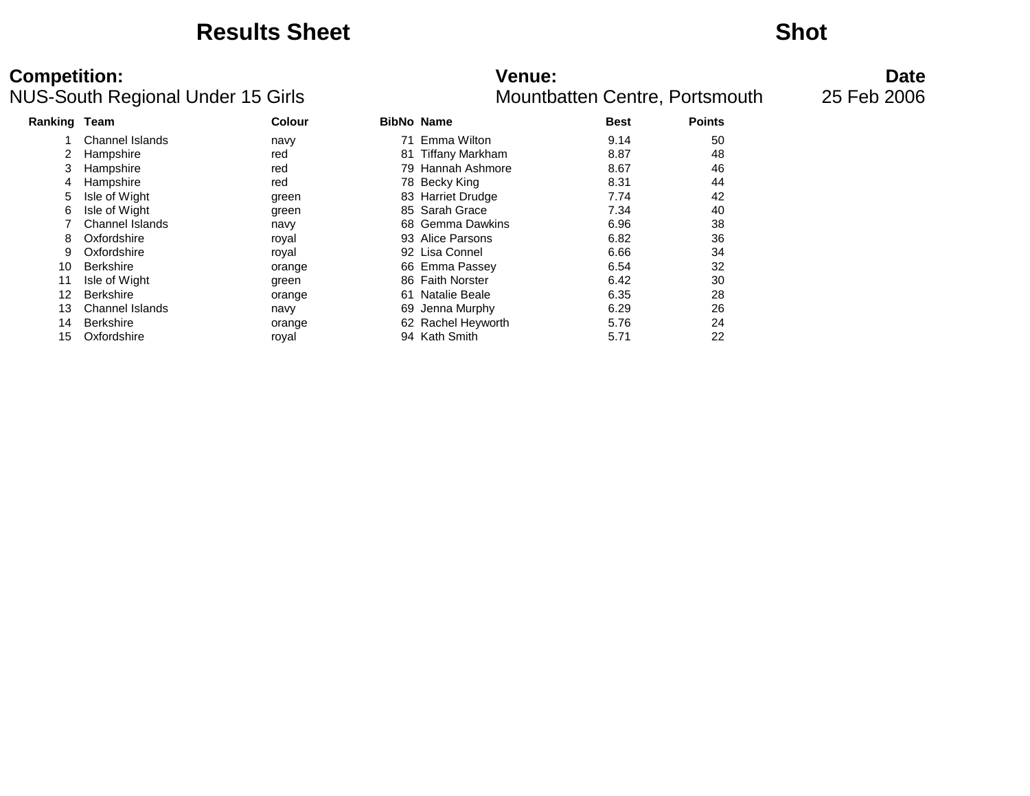# Results Sheet

## Shot

**Competition:**
NUS-South Regional Under 15 Girls

**Venue:**
Mountbatten Centre, Portsmouth

**Date**
25 Feb 2006

| Ranking | Team | Colour | BibNo | Name | Best | Points |
|---|---|---|---|---|---|---|
| 1 | Channel Islands | navy | 71 | Emma Wilton | 9.14 | 50 |
| 2 | Hampshire | red | 81 | Tiffany Markham | 8.87 | 48 |
| 3 | Hampshire | red | 79 | Hannah Ashmore | 8.67 | 46 |
| 4 | Hampshire | red | 78 | Becky King | 8.31 | 44 |
| 5 | Isle of Wight | green | 83 | Harriet Drudge | 7.74 | 42 |
| 6 | Isle of Wight | green | 85 | Sarah Grace | 7.34 | 40 |
| 7 | Channel Islands | navy | 68 | Gemma Dawkins | 6.96 | 38 |
| 8 | Oxfordshire | royal | 93 | Alice Parsons | 6.82 | 36 |
| 9 | Oxfordshire | royal | 92 | Lisa Connel | 6.66 | 34 |
| 10 | Berkshire | orange | 66 | Emma Passey | 6.54 | 32 |
| 11 | Isle of Wight | green | 86 | Faith Norster | 6.42 | 30 |
| 12 | Berkshire | orange | 61 | Natalie Beale | 6.35 | 28 |
| 13 | Channel Islands | navy | 69 | Jenna Murphy | 6.29 | 26 |
| 14 | Berkshire | orange | 62 | Rachel Heyworth | 5.76 | 24 |
| 15 | Oxfordshire | royal | 94 | Kath Smith | 5.71 | 22 |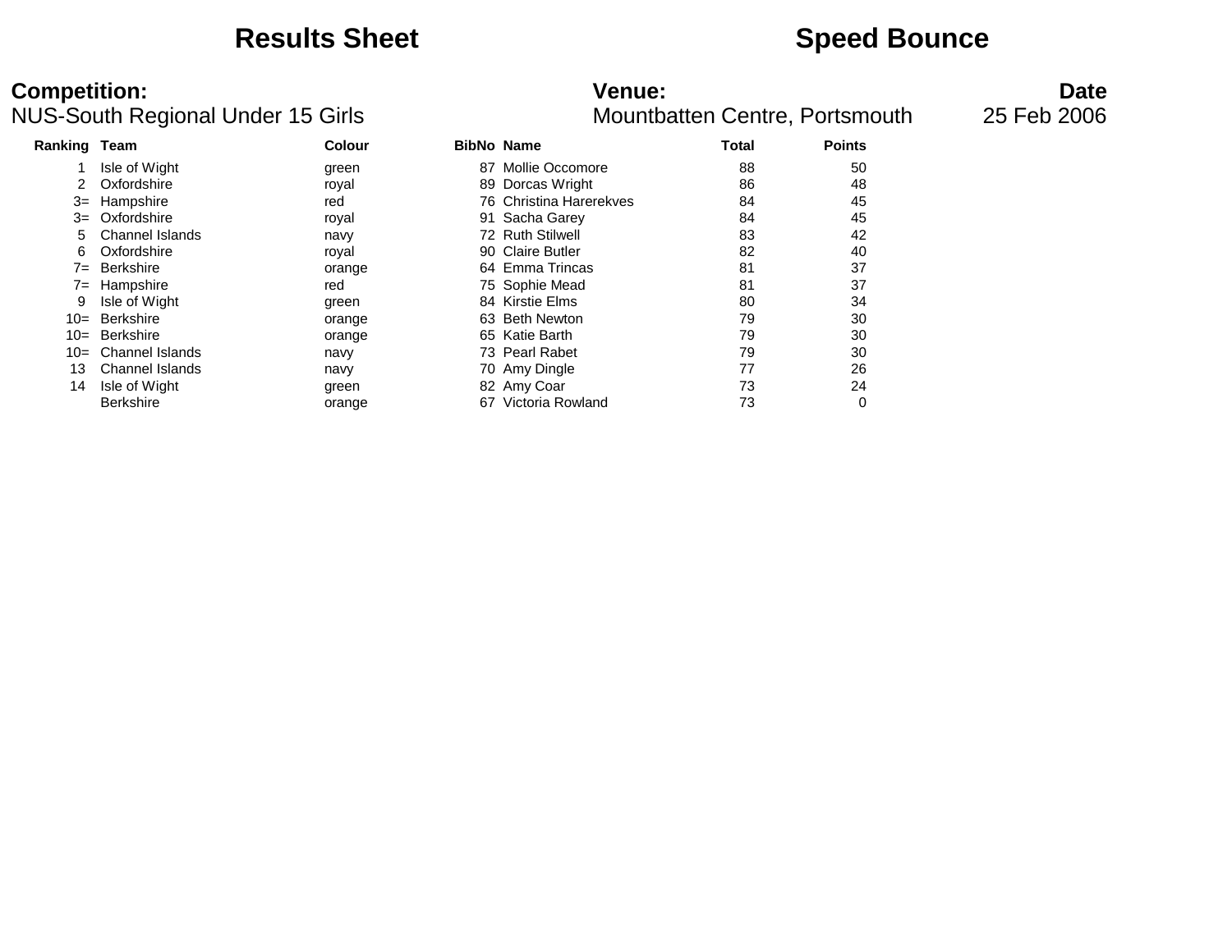# Results Sheet

# Speed Bounce

**Competition:**
NUS-South Regional Under 15 Girls

**Venue:**
Mountbatten Centre, Portsmouth

**Date**
25 Feb 2006

| Ranking | Team | Colour | BibNo | Name | Total | Points |
|---|---|---|---|---|---|---|
| 1 | Isle of Wight | green | 87 | Mollie Occomore | 88 | 50 |
| 2 | Oxfordshire | royal | 89 | Dorcas Wright | 86 | 48 |
| 3= | Hampshire | red | 76 | Christina Harerekves | 84 | 45 |
| 3= | Oxfordshire | royal | 91 | Sacha Garey | 84 | 45 |
| 5 | Channel Islands | navy | 72 | Ruth Stilwell | 83 | 42 |
| 6 | Oxfordshire | royal | 90 | Claire Butler | 82 | 40 |
| 7= | Berkshire | orange | 64 | Emma Trincas | 81 | 37 |
| 7= | Hampshire | red | 75 | Sophie Mead | 81 | 37 |
| 9 | Isle of Wight | green | 84 | Kirstie Elms | 80 | 34 |
| 10= | Berkshire | orange | 63 | Beth Newton | 79 | 30 |
| 10= | Berkshire | orange | 65 | Katie Barth | 79 | 30 |
| 10= | Channel Islands | navy | 73 | Pearl Rabet | 79 | 30 |
| 13 | Channel Islands | navy | 70 | Amy Dingle | 77 | 26 |
| 14 | Isle of Wight | green | 82 | Amy Coar | 73 | 24 |
| | Berkshire | orange | 67 | Victoria Rowland | 73 | 0 |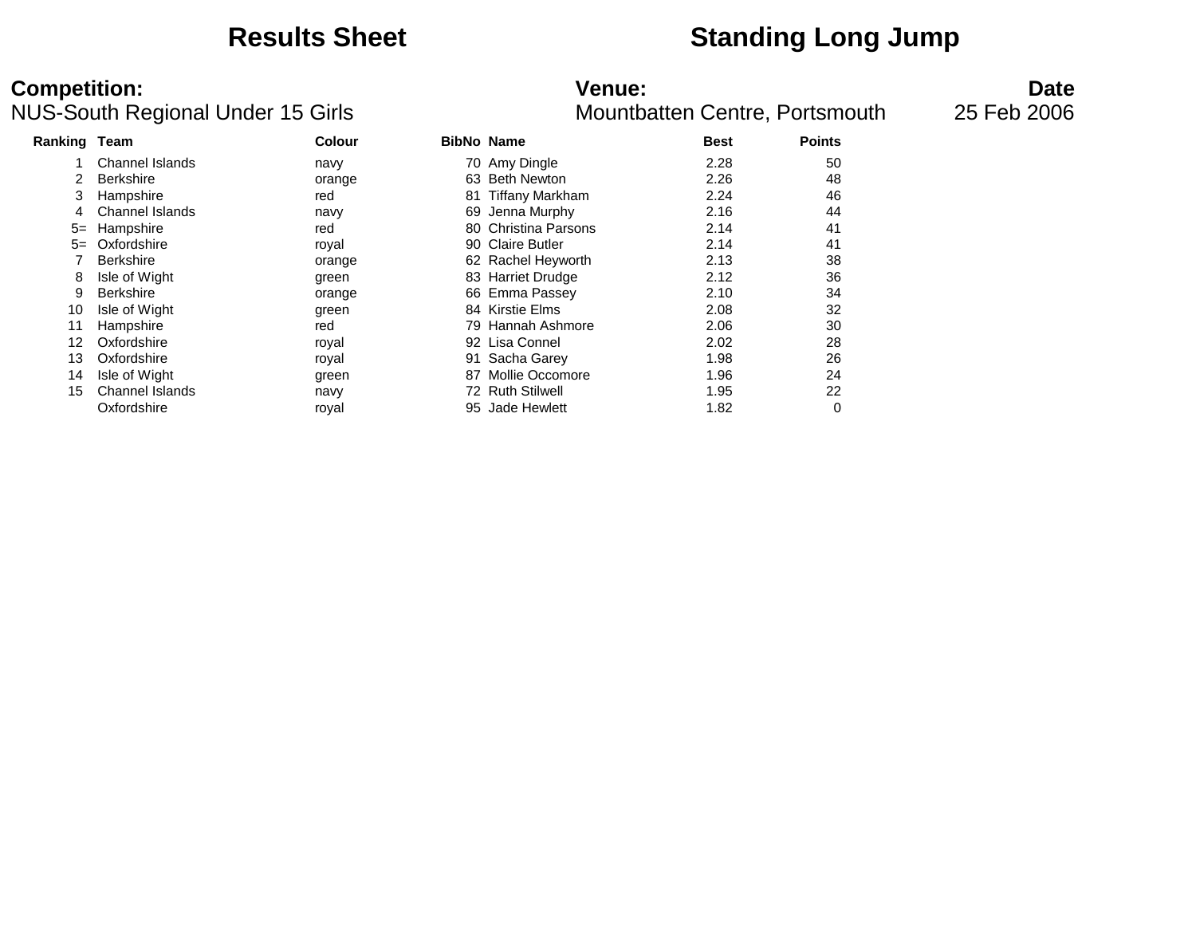# Results Sheet

# Standing Long Jump

**Competition:**
NUS-South Regional Under 15 Girls

**Venue:**
Mountbatten Centre, Portsmouth

**Date**
25 Feb 2006

| Ranking | Team | Colour | BibNo | Name | Best | Points |
|---|---|---|---|---|---|---|
| 1 | Channel Islands | navy | 70 | Amy Dingle | 2.28 | 50 |
| 2 | Berkshire | orange | 63 | Beth Newton | 2.26 | 48 |
| 3 | Hampshire | red | 81 | Tiffany Markham | 2.24 | 46 |
| 4 | Channel Islands | navy | 69 | Jenna Murphy | 2.16 | 44 |
| 5= | Hampshire | red | 80 | Christina Parsons | 2.14 | 41 |
| 5= | Oxfordshire | royal | 90 | Claire Butler | 2.14 | 41 |
| 7 | Berkshire | orange | 62 | Rachel Heyworth | 2.13 | 38 |
| 8 | Isle of Wight | green | 83 | Harriet Drudge | 2.12 | 36 |
| 9 | Berkshire | orange | 66 | Emma Passey | 2.10 | 34 |
| 10 | Isle of Wight | green | 84 | Kirstie Elms | 2.08 | 32 |
| 11 | Hampshire | red | 79 | Hannah Ashmore | 2.06 | 30 |
| 12 | Oxfordshire | royal | 92 | Lisa Connel | 2.02 | 28 |
| 13 | Oxfordshire | royal | 91 | Sacha Garey | 1.98 | 26 |
| 14 | Isle of Wight | green | 87 | Mollie Occomore | 1.96 | 24 |
| 15 | Channel Islands | navy | 72 | Ruth Stilwell | 1.95 | 22 |
| | Oxfordshire | royal | 95 | Jade Hewlett | 1.82 | 0 |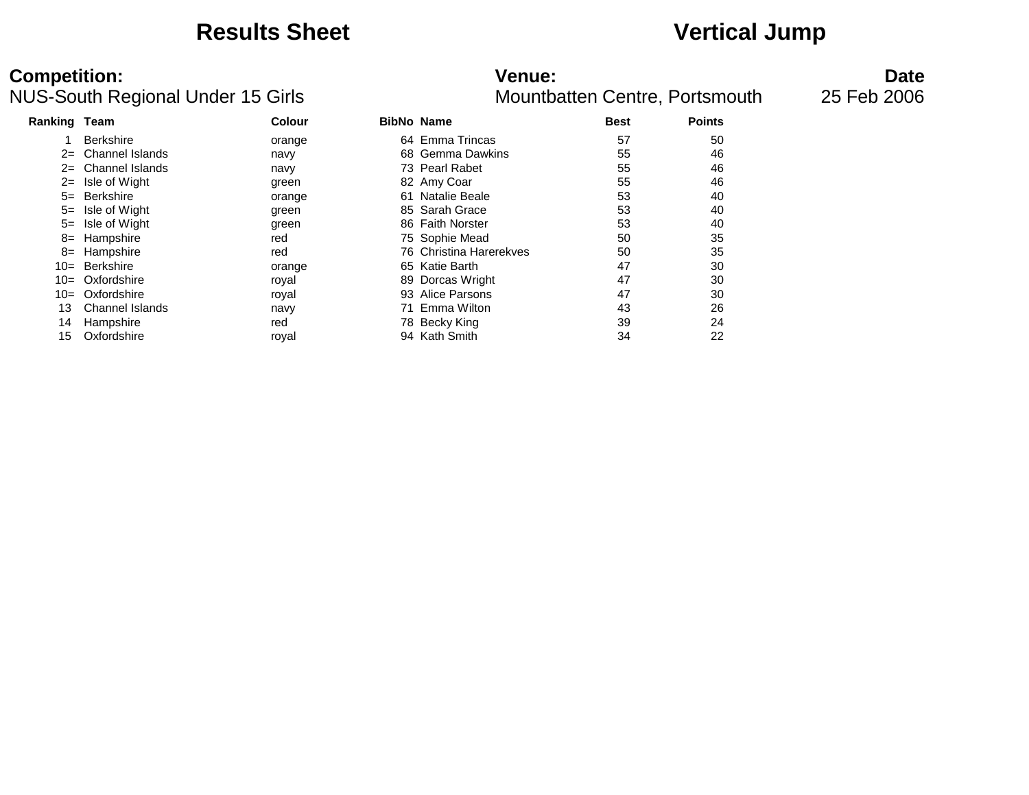# Results Sheet

# Vertical Jump

**Competition:**
NUS-South Regional Under 15 Girls

**Venue:**
Mountbatten Centre, Portsmouth

**Date**
25 Feb 2006

| Ranking | Team | Colour | BibNo | Name | Best | Points |
|---|---|---|---|---|---|---|
| 1 | Berkshire | orange | 64 | Emma Trincas | 57 | 50 |
| 2= | Channel Islands | navy | 68 | Gemma Dawkins | 55 | 46 |
| 2= | Channel Islands | navy | 73 | Pearl Rabet | 55 | 46 |
| 2= | Isle of Wight | green | 82 | Amy Coar | 55 | 46 |
| 5= | Berkshire | orange | 61 | Natalie Beale | 53 | 40 |
| 5= | Isle of Wight | green | 85 | Sarah Grace | 53 | 40 |
| 5= | Isle of Wight | green | 86 | Faith Norster | 53 | 40 |
| 8= | Hampshire | red | 75 | Sophie Mead | 50 | 35 |
| 8= | Hampshire | red | 76 | Christina Harerekves | 50 | 35 |
| 10= | Berkshire | orange | 65 | Katie Barth | 47 | 30 |
| 10= | Oxfordshire | royal | 89 | Dorcas Wright | 47 | 30 |
| 10= | Oxfordshire | royal | 93 | Alice Parsons | 47 | 30 |
| 13 | Channel Islands | navy | 71 | Emma Wilton | 43 | 26 |
| 14 | Hampshire | red | 78 | Becky King | 39 | 24 |
| 15 | Oxfordshire | royal | 94 | Kath Smith | 34 | 22 |